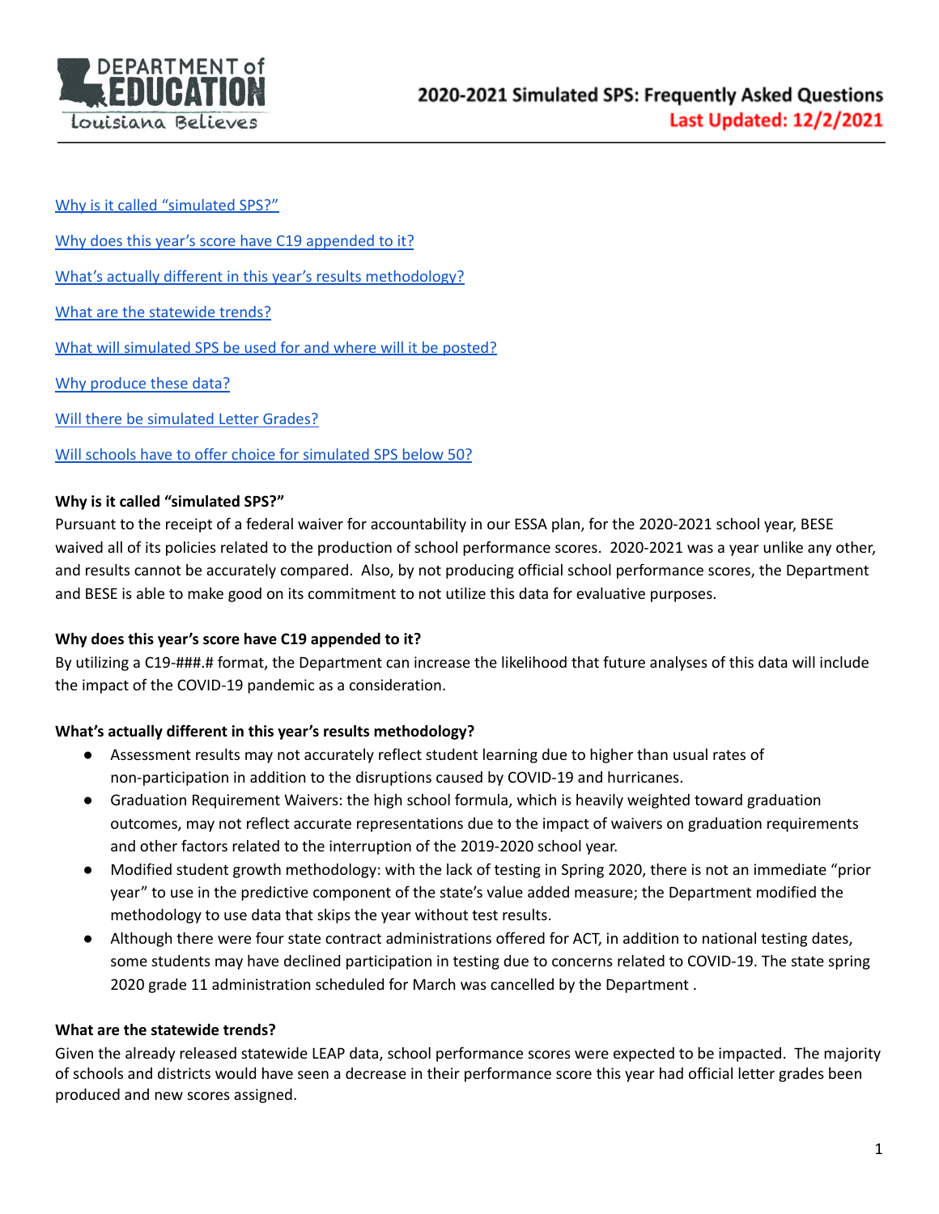# 2020-2021 Simulated SPS: Frequently Asked Questions

**Last Updated: 12/2/2021**

[Why is it called "simulated SPS?"](#why-is-it-called-simulated-sps)

[Why does this year's score have C19 appended to it?](#why-does-this-years-score-have-c19-appended-to-it)

[What's actually different in this year's results methodology?](#whats-actually-different-in-this-years-results-methodology)

[What are the statewide trends?](#what-are-the-statewide-trends)

[What will simulated SPS be used for and where will it be posted?](#what-will-simulated-sps-be-used-for-and-where-will-it-be-posted)

[Why produce these data?](#why-produce-these-data)

[Will there be simulated Letter Grades?](#will-there-be-simulated-letter-grades)

[Will schools have to offer choice for simulated SPS below 50?](#will-schools-have-to-offer-choice-for-simulated-sps-below-50)

### Why is it called "simulated SPS?"

Pursuant to the receipt of a federal waiver for accountability in our ESSA plan, for the 2020-2021 school year, BESE waived all of its policies related to the production of school performance scores. 2020-2021 was a year unlike any other, and results cannot be accurately compared. Also, by not producing official school performance scores, the Department and BESE is able to make good on its commitment to not utilize this data for evaluative purposes.

### Why does this year's score have C19 appended to it?

By utilizing a C19-###.# format, the Department can increase the likelihood that future analyses of this data will include the impact of the COVID-19 pandemic as a consideration.

### What's actually different in this year's results methodology?

- Assessment results may not accurately reflect student learning due to higher than usual rates of non-participation in addition to the disruptions caused by COVID-19 and hurricanes.
- Graduation Requirement Waivers: the high school formula, which is heavily weighted toward graduation outcomes, may not reflect accurate representations due to the impact of waivers on graduation requirements and other factors related to the interruption of the 2019-2020 school year.
- Modified student growth methodology: with the lack of testing in Spring 2020, there is not an immediate "prior year" to use in the predictive component of the state's value added measure; the Department modified the methodology to use data that skips the year without test results.
- Although there were four state contract administrations offered for ACT, in addition to national testing dates, some students may have declined participation in testing due to concerns related to COVID-19. The state spring 2020 grade 11 administration scheduled for March was cancelled by the Department .

### What are the statewide trends?

Given the already released statewide LEAP data, school performance scores were expected to be impacted. The majority of schools and districts would have seen a decrease in their performance score this year had official letter grades been produced and new scores assigned.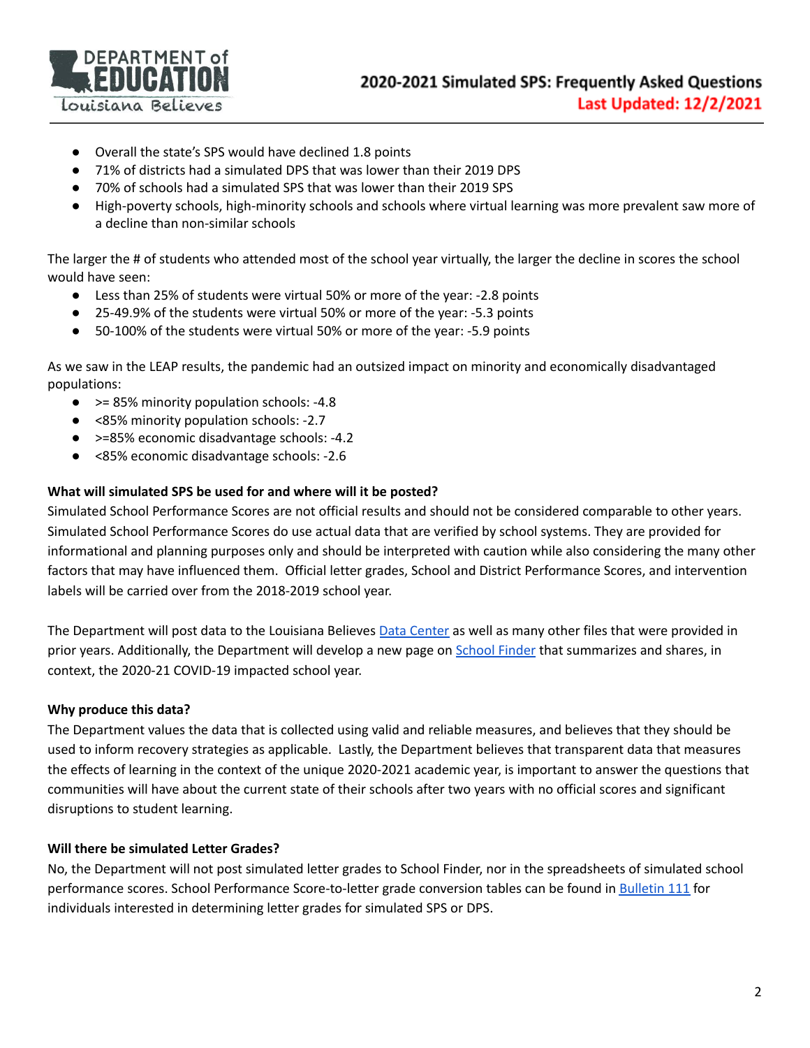- Overall the state's SPS would have declined 1.8 points
- 71% of districts had a simulated DPS that was lower than their 2019 DPS
- 70% of schools had a simulated SPS that was lower than their 2019 SPS
- High-poverty schools, high-minority schools and schools where virtual learning was more prevalent saw more of a decline than non-similar schools

The larger the # of students who attended most of the school year virtually, the larger the decline in scores the school would have seen:

- Less than 25% of students were virtual 50% or more of the year: -2.8 points
- 25-49.9% of the students were virtual 50% or more of the year: -5.3 points
- 50-100% of the students were virtual 50% or more of the year: -5.9 points

As we saw in the LEAP results, the pandemic had an outsized impact on minority and economically disadvantaged populations:

- >= 85% minority population schools: -4.8
- <85% minority population schools: -2.7
- >=85% economic disadvantage schools: -4.2
- <85% economic disadvantage schools: -2.6

**What will simulated SPS be used for and where will it be posted?**

Simulated School Performance Scores are not official results and should not be considered comparable to other years. Simulated School Performance Scores do use actual data that are verified by school systems. They are provided for informational and planning purposes only and should be interpreted with caution while also considering the many other factors that may have influenced them. Official letter grades, School and District Performance Scores, and intervention labels will be carried over from the 2018-2019 school year.

The Department will post data to the Louisiana Believes Data Center as well as many other files that were provided in prior years. Additionally, the Department will develop a new page on School Finder that summarizes and shares, in context, the 2020-21 COVID-19 impacted school year.

**Why produce this data?**

The Department values the data that is collected using valid and reliable measures, and believes that they should be used to inform recovery strategies as applicable. Lastly, the Department believes that transparent data that measures the effects of learning in the context of the unique 2020-2021 academic year, is important to answer the questions that communities will have about the current state of their schools after two years with no official scores and significant disruptions to student learning.

**Will there be simulated Letter Grades?**

No, the Department will not post simulated letter grades to School Finder, nor in the spreadsheets of simulated school performance scores. School Performance Score-to-letter grade conversion tables can be found in Bulletin 111 for individuals interested in determining letter grades for simulated SPS or DPS.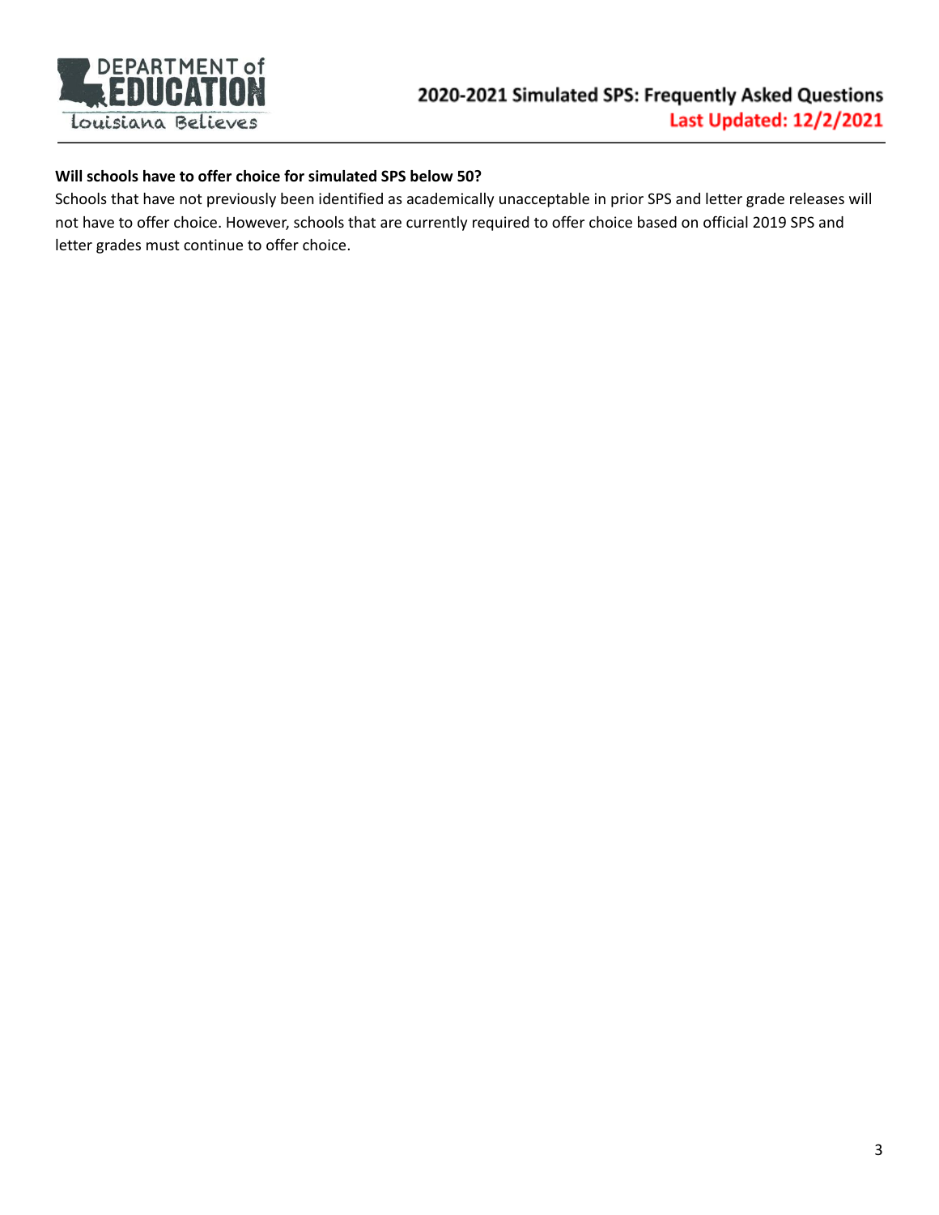**Will schools have to offer choice for simulated SPS below 50?**

Schools that have not previously been identified as academically unacceptable in prior SPS and letter grade releases will not have to offer choice. However, schools that are currently required to offer choice based on official 2019 SPS and letter grades must continue to offer choice.